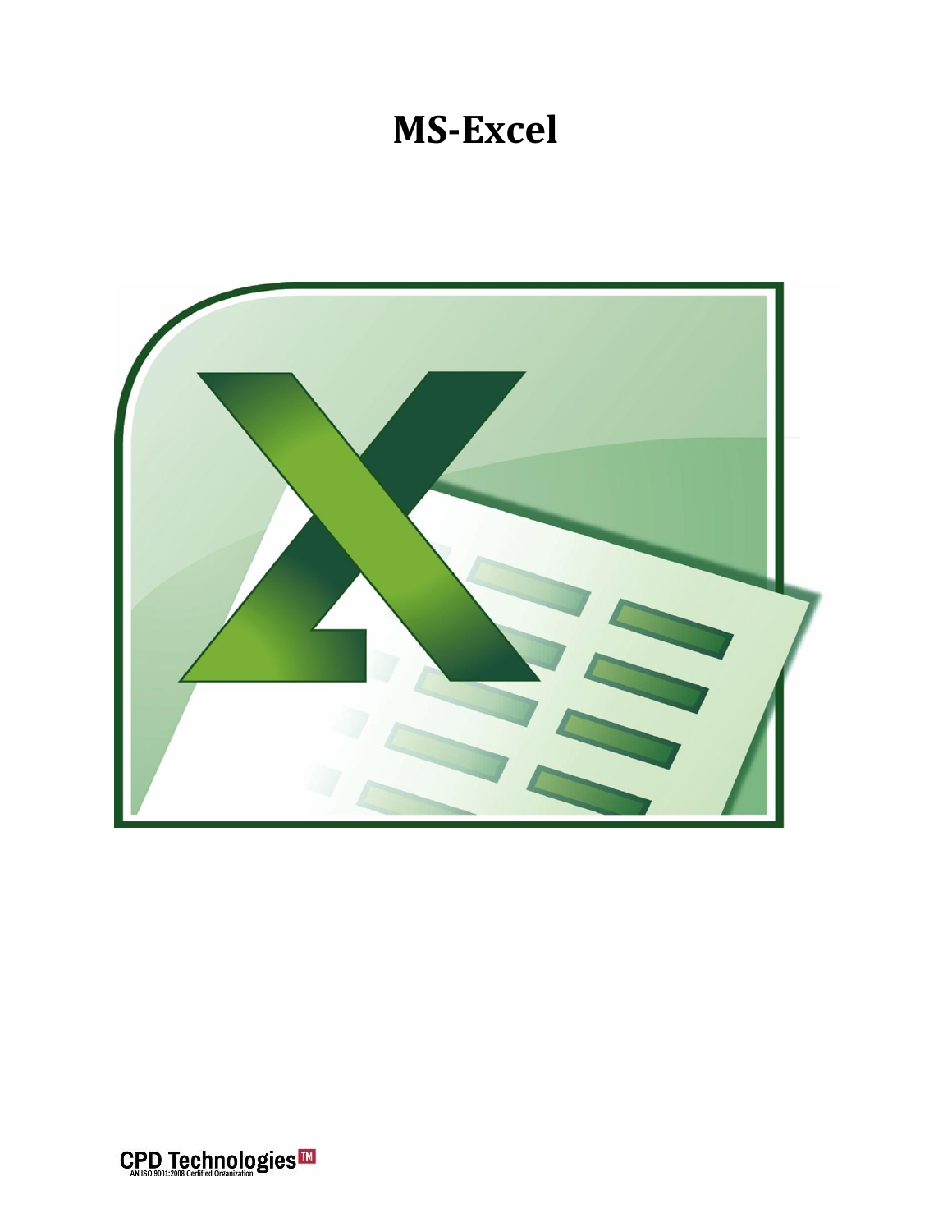# MS-Excel

CPD Technologies™
AN ISO 9001:2008 Certified Organization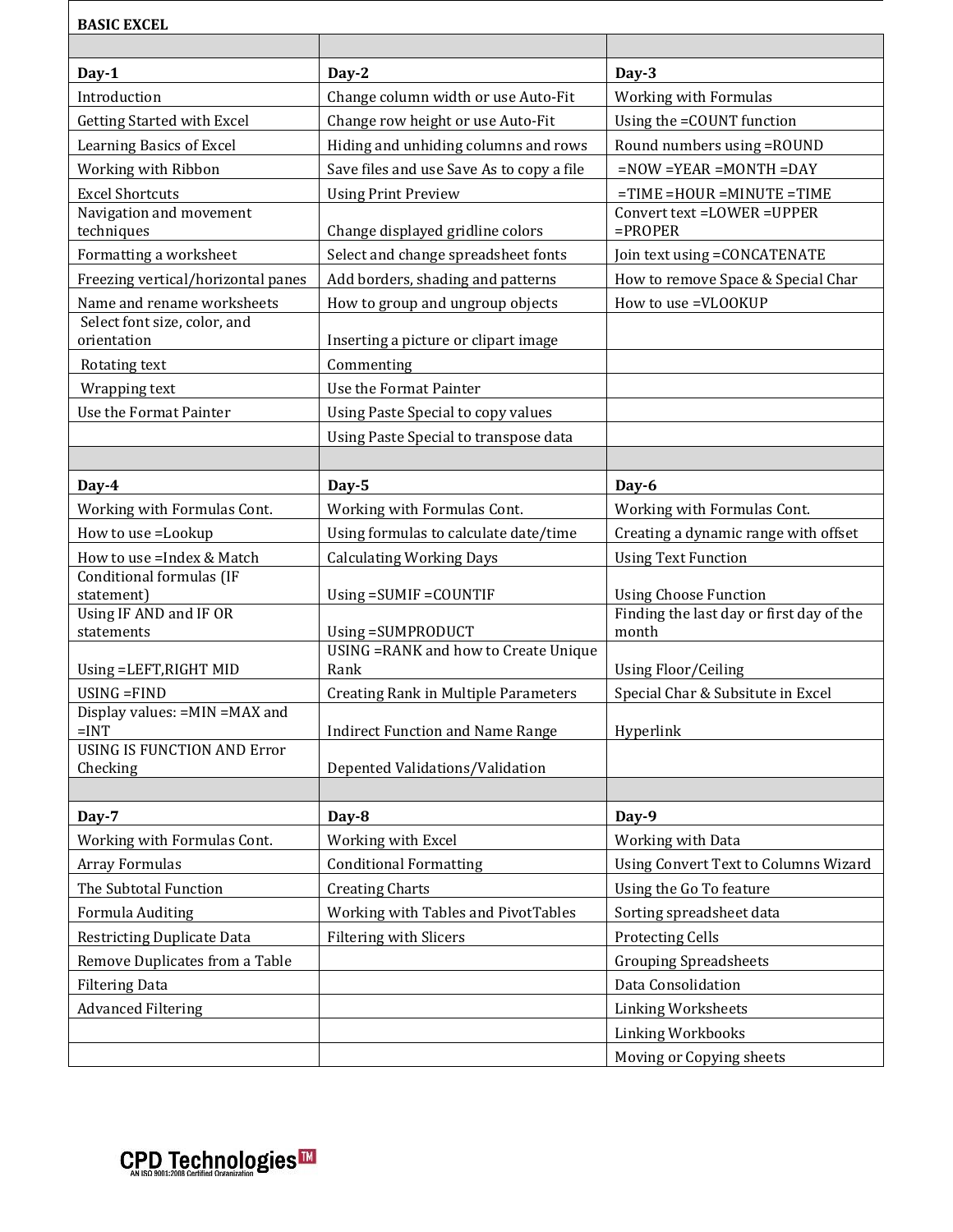**BASIC EXCEL**

| | | |
|---|---|---|
| **Day-1** | **Day-2** | **Day-3** |
| Introduction | Change column width or use Auto-Fit | Working with Formulas |
| Getting Started with Excel | Change row height or use Auto-Fit | Using the =COUNT function |
| Learning Basics of Excel | Hiding and unhiding columns and rows | Round numbers using =ROUND |
| Working with Ribbon | Save files and use Save As to copy a file | =NOW =YEAR =MONTH =DAY |
| Excel Shortcuts | Using Print Preview | =TIME =HOUR =MINUTE =TIME |
| Navigation and movement techniques | Change displayed gridline colors | Convert text =LOWER =UPPER =PROPER |
| Formatting a worksheet | Select and change spreadsheet fonts | Join text using =CONCATENATE |
| Freezing vertical/horizontal panes | Add borders, shading and patterns | How to remove Space & Special Char |
| Name and rename worksheets | How to group and ungroup objects | How to use =VLOOKUP |
| Select font size, color, and orientation | Inserting a picture or clipart image | |
| Rotating text | Commenting | |
| Wrapping text | Use the Format Painter | |
| Use the Format Painter | Using Paste Special to copy values | |
| | Using Paste Special to transpose data | |
| | | |
| **Day-4** | **Day-5** | **Day-6** |
| Working with Formulas Cont. | Working with Formulas Cont. | Working with Formulas Cont. |
| How to use =Lookup | Using formulas to calculate date/time | Creating a dynamic range with offset |
| How to use =Index & Match | Calculating Working Days | Using Text Function |
| Conditional formulas (IF statement) | Using =SUMIF =COUNTIF | Using Choose Function |
| Using IF AND and IF OR statements | Using =SUMPRODUCT | Finding the last day or first day of the month |
| Using =LEFT,RIGHT MID | USING =RANK and how to Create Unique Rank | Using Floor/Ceiling |
| USING =FIND | Creating Rank in Multiple Parameters | Special Char & Subsitute in Excel |
| Display values: =MIN =MAX and =INT | Indirect Function and Name Range | Hyperlink |
| USING IS FUNCTION AND Error Checking | Depented Validations/Validation | |
| | | |
| **Day-7** | **Day-8** | **Day-9** |
| Working with Formulas Cont. | Working with Excel | Working with Data |
| Array Formulas | Conditional Formatting | Using Convert Text to Columns Wizard |
| The Subtotal Function | Creating Charts | Using the Go To feature |
| Formula Auditing | Working with Tables and PivotTables | Sorting spreadsheet data |
| Restricting Duplicate Data | Filtering with Slicers | Protecting Cells |
| Remove Duplicates from a Table | | Grouping Spreadsheets |
| Filtering Data | | Data Consolidation |
| Advanced Filtering | | Linking Worksheets |
| | | Linking Workbooks |
| | | Moving or Copying sheets |

CPD Technologies™
AN ISO 9001:2008 Certified Organization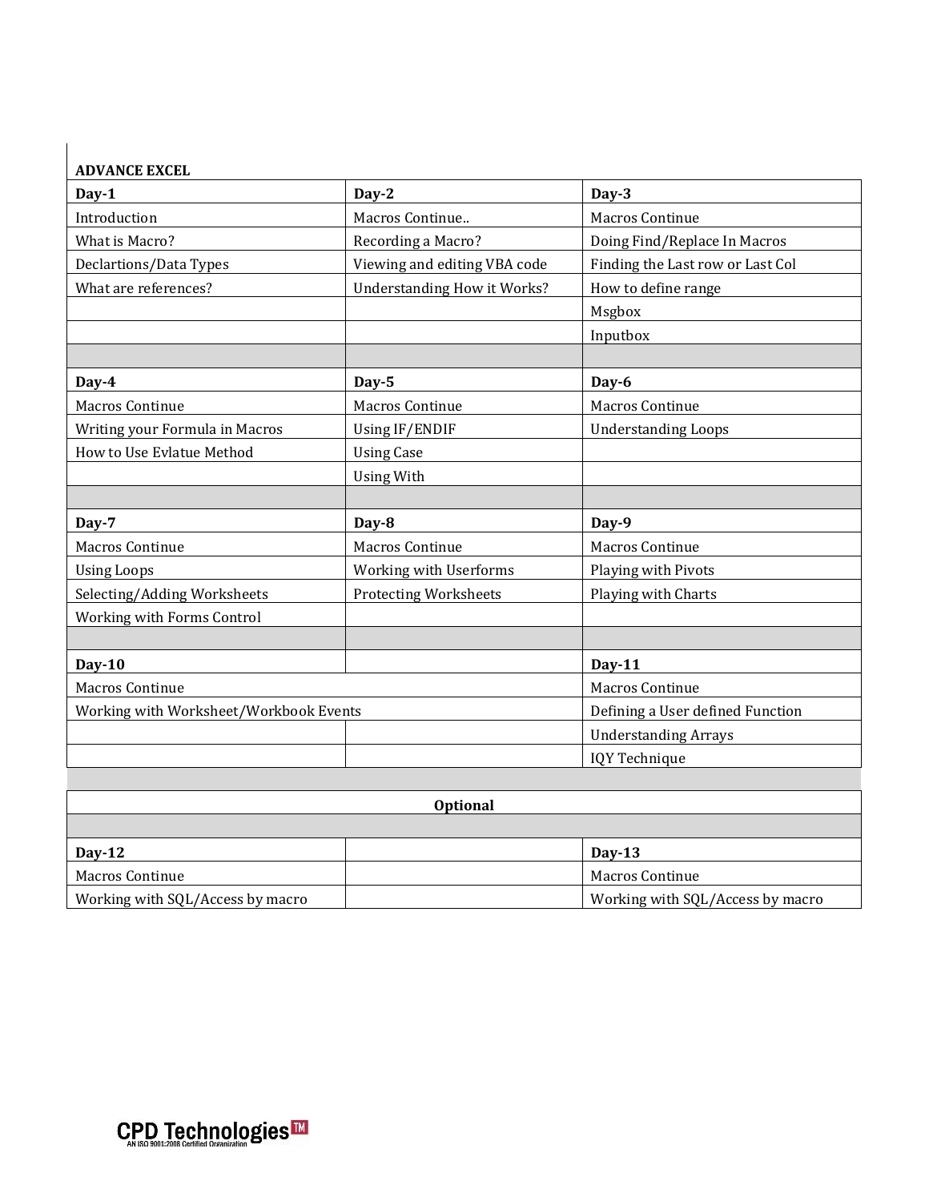**ADVANCE EXCEL**

| | | |
|---|---|---|
| **Day-1** | **Day-2** | **Day-3** |
| Introduction | Macros Continue.. | Macros Continue |
| What is Macro? | Recording a Macro? | Doing Find/Replace In Macros |
| Declartions/Data Types | Viewing and editing VBA code | Finding the Last row or Last Col |
| What are references? | Understanding How it Works? | How to define range |
| | | Msgbox |
| | | Inputbox |
| | | |
| **Day-4** | **Day-5** | **Day-6** |
| Macros Continue | Macros Continue | Macros Continue |
| Writing your Formula in Macros | Using IF/ENDIF | Understanding Loops |
| How to Use Evlatue Method | Using Case | |
| | Using With | |
| | | |
| **Day-7** | **Day-8** | **Day-9** |
| Macros Continue | Macros Continue | Macros Continue |
| Using Loops | Working with Userforms | Playing with Pivots |
| Selecting/Adding Worksheets | Protecting Worksheets | Playing with Charts |
| Working with Forms Control | | |
| | | |
| **Day-10** | | **Day-11** |
| Macros Continue | | Macros Continue |
| Working with Worksheet/Workbook Events | | Defining a User defined Function |
| | | Understanding Arrays |
| | | IQY Technique |

| | | |
|---|---|---|
| | **Optional** | |
| | | |
| **Day-12** | | **Day-13** |
| Macros Continue | | Macros Continue |
| Working with SQL/Access by macro | | Working with SQL/Access by macro |

CPD Technologies™
AN ISO 9001:2008 Certified Organization